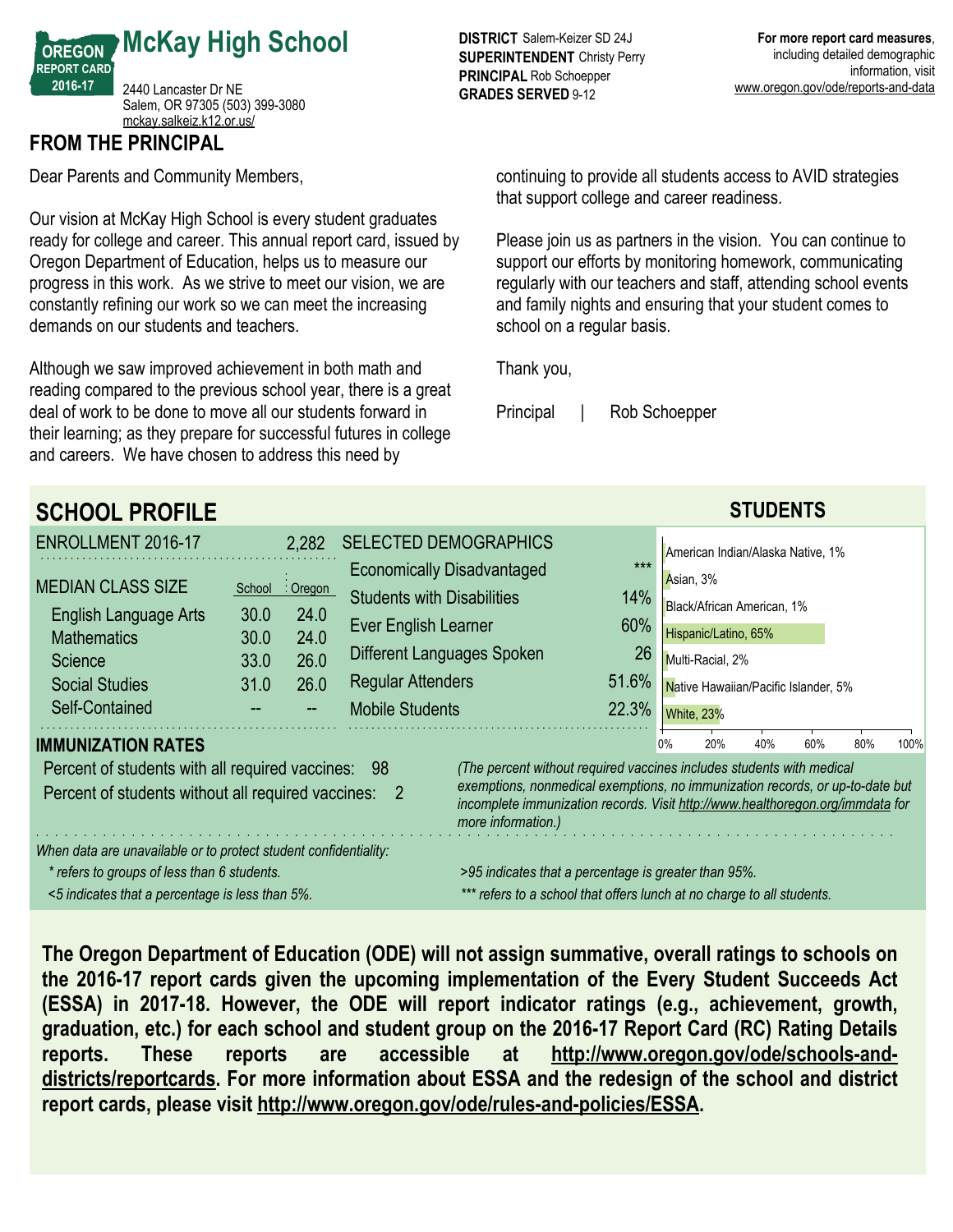# McKay High School

OREGON REPORT CARD 2016-17

2440 Lancaster Dr NE
Salem, OR 97305 (503) 399-3080
mckay.salkeiz.k12.or.us/

**DISTRICT** Salem-Keizer SD 24J
**SUPERINTENDENT** Christy Perry
**PRINCIPAL** Rob Schoepper
**GRADES SERVED** 9-12

**For more report card measures**, including detailed demographic information, visit www.oregon.gov/ode/reports-and-data

## FROM THE PRINCIPAL

Dear Parents and Community Members,

Our vision at McKay High School is every student graduates ready for college and career. This annual report card, issued by Oregon Department of Education, helps us to measure our progress in this work. As we strive to meet our vision, we are constantly refining our work so we can meet the increasing demands on our students and teachers.

Although we saw improved achievement in both math and reading compared to the previous school year, there is a great deal of work to be done to move all our students forward in their learning; as they prepare for successful futures in college and careers. We have chosen to address this need by continuing to provide all students access to AVID strategies that support college and career readiness.

Please join us as partners in the vision. You can continue to support our efforts by monitoring homework, communicating regularly with our teachers and staff, attending school events and family nights and ensuring that your student comes to school on a regular basis.

Thank you,

Principal | Rob Schoepper

## SCHOOL PROFILE

**ENROLLMENT 2016-17**: 2,282

| MEDIAN CLASS SIZE | School | Oregon |
|---|---|---|
| English Language Arts | 30.0 | 24.0 |
| Mathematics | 30.0 | 24.0 |
| Science | 33.0 | 26.0 |
| Social Studies | 31.0 | 26.0 |
| Self-Contained | -- | -- |

| SELECTED DEMOGRAPHICS | |
|---|---|
| Economically Disadvantaged | *** |
| Students with Disabilities | 14% |
| Ever English Learner | 60% |
| Different Languages Spoken | 26 |
| Regular Attenders | 51.6% |
| Mobile Students | 22.3% |

### STUDENTS

| Race/Ethnicity | Percent |
|---|---|
| American Indian/Alaska Native | 1% |
| Asian | 3% |
| Black/African American | 1% |
| Hispanic/Latino | 65% |
| Multi-Racial | 2% |
| Native Hawaiian/Pacific Islander | 5% |
| White | 23% |

### IMMUNIZATION RATES

Percent of students with all required vaccines: 98
Percent of students without all required vaccines: 2

*(The percent without required vaccines includes students with medical exemptions, nonmedical exemptions, no immunization records, or up-to-date but incomplete immunization records. Visit http://www.healthoregon.org/immdata for more information.)*

*When data are unavailable or to protect student confidentiality:*
- *\* refers to groups of less than 6 students.*
- *<5 indicates that a percentage is less than 5%.*
- *>95 indicates that a percentage is greater than 95%.*
- *\*\*\* refers to a school that offers lunch at no charge to all students.*

**The Oregon Department of Education (ODE) will not assign summative, overall ratings to schools on the 2016-17 report cards given the upcoming implementation of the Every Student Succeeds Act (ESSA) in 2017-18. However, the ODE will report indicator ratings (e.g., achievement, growth, graduation, etc.) for each school and student group on the 2016-17 Report Card (RC) Rating Details reports. These reports are accessible at http://www.oregon.gov/ode/schools-and-districts/reportcards. For more information about ESSA and the redesign of the school and district report cards, please visit http://www.oregon.gov/ode/rules-and-policies/ESSA.**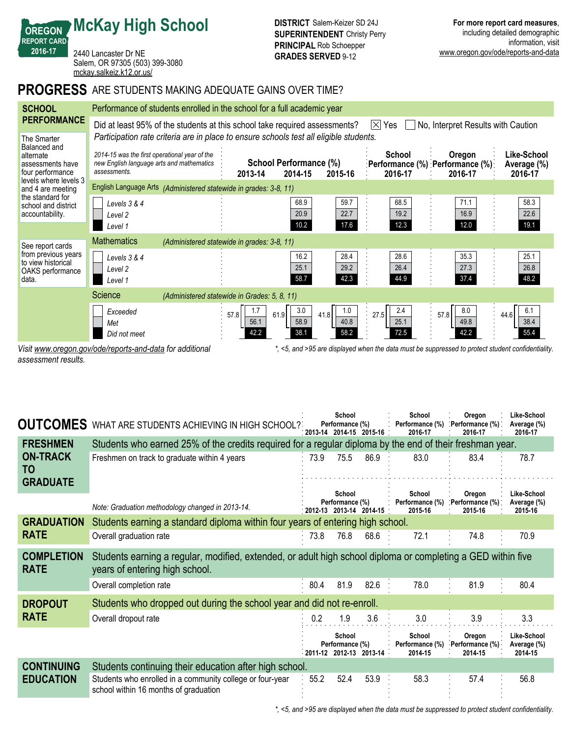# McKay High School

**OREGON REPORT CARD 2016-17**

2440 Lancaster Dr NE
Salem, OR 97305 (503) 399-3080
mckay.salkeiz.k12.or.us/

**DISTRICT** Salem-Keizer SD 24J
**SUPERINTENDENT** Christy Perry
**PRINCIPAL** Rob Schoepper
**GRADES SERVED** 9-12

**For more report card measures**, including detailed demographic information, visit www.oregon.gov/ode/reports-and-data

## PROGRESS ARE STUDENTS MAKING ADEQUATE GAINS OVER TIME?

### SCHOOL PERFORMANCE

Performance of students enrolled in the school for a full academic year

Did at least 95% of the students at this school take required assessments? ☒ Yes ☐ No, Interpret Results with Caution

*Participation rate criteria are in place to ensure schools test all eligible students.*

The Smarter Balanced and alternate assessments have four performance levels where levels 3 and 4 are meeting the standard for school and district accountability.

See report cards from previous years to view historical OAKS performance data.

*2014-15 was the first operational year of the new English language arts and mathematics assessments.*

| | School Performance (%) 2013-14 | 2014-15 | 2015-16 | School Performance (%) 2016-17 | Oregon Performance (%) 2016-17 | Like-School Average (%) 2016-17 |
|---|---|---|---|---|---|---|
| **English Language Arts** *(Administered statewide in grades: 3-8, 11)* | | | | | | |
| Levels 3 & 4 | | 68.9 | 59.7 | 68.5 | 71.1 | 58.3 |
| Level 2 | | 20.9 | 22.7 | 19.2 | 16.9 | 22.6 |
| Level 1 | | 10.2 | 17.6 | 12.3 | 12.0 | 19.1 |
| **Mathematics** *(Administered statewide in grades: 3-8, 11)* | | | | | | |
| Levels 3 & 4 | | 16.2 | 28.4 | 28.6 | 35.3 | 25.1 |
| Level 2 | | 25.1 | 29.2 | 26.4 | 27.3 | 26.8 |
| Level 1 | | 58.7 | 42.3 | 44.9 | 37.4 | 48.2 |
| **Science** *(Administered statewide in Grades: 5, 8, 11)* | | | | | | |
| Exceeded + Met (total) | 57.8 | 61.9 | 41.8 | 27.5 | 57.8 | 44.6 |
| Exceeded | 1.7 | 3.0 | 1.0 | 2.4 | 8.0 | 6.1 |
| Met | 56.1 | 58.9 | 40.8 | 25.1 | 49.8 | 38.4 |
| Did not meet | 42.2 | 38.1 | 58.2 | 72.5 | 42.2 | 55.4 |

*Visit www.oregon.gov/ode/reports-and-data for additional assessment results.*

*\*, <5, and >95 are displayed when the data must be suppressed to protect student confidentiality.*

## OUTCOMES WHAT ARE STUDENTS ACHIEVING IN HIGH SCHOOL?

### FRESHMEN ON-TRACK TO GRADUATE

Students who earned 25% of the credits required for a regular diploma by the end of their freshman year.

| | School Performance (%) 2013-14 | 2014-15 | 2015-16 | School Performance (%) 2016-17 | Oregon Performance (%) 2016-17 | Like-School Average (%) 2016-17 |
|---|---|---|---|---|---|---|
| Freshmen on track to graduate within 4 years | 73.9 | 75.5 | 86.9 | 83.0 | 83.4 | 78.7 |

*Note: Graduation methodology changed in 2013-14.*

### GRADUATION RATE

Students earning a standard diploma within four years of entering high school.

| | School Performance (%) 2012-13 | 2013-14 | 2014-15 | School Performance (%) 2015-16 | Oregon Performance (%) 2015-16 | Like-School Average (%) 2015-16 |
|---|---|---|---|---|---|---|
| Overall graduation rate | 73.8 | 76.8 | 68.6 | 72.1 | 74.8 | 70.9 |

### COMPLETION RATE

Students earning a regular, modified, extended, or adult high school diploma or completing a GED within five years of entering high school.

| | School Performance (%) 2012-13 | 2013-14 | 2014-15 | School Performance (%) 2015-16 | Oregon Performance (%) 2015-16 | Like-School Average (%) 2015-16 |
|---|---|---|---|---|---|---|
| Overall completion rate | 80.4 | 81.9 | 82.6 | 78.0 | 81.9 | 80.4 |

### DROPOUT RATE

Students who dropped out during the school year and did not re-enroll.

| | School Performance (%) 2012-13 | 2013-14 | 2014-15 | School Performance (%) 2015-16 | Oregon Performance (%) 2015-16 | Like-School Average (%) 2015-16 |
|---|---|---|---|---|---|---|
| Overall dropout rate | 0.2 | 1.9 | 3.6 | 3.0 | 3.9 | 3.3 |

### CONTINUING EDUCATION

Students continuing their education after high school.

| | School Performance (%) 2011-12 | 2012-13 | 2013-14 | School Performance (%) 2014-15 | Oregon Performance (%) 2014-15 | Like-School Average (%) 2014-15 |
|---|---|---|---|---|---|---|
| Students who enrolled in a community college or four-year school within 16 months of graduation | 55.2 | 52.4 | 53.9 | 58.3 | 57.4 | 56.8 |

*\*, <5, and >95 are displayed when the data must be suppressed to protect student confidentiality.*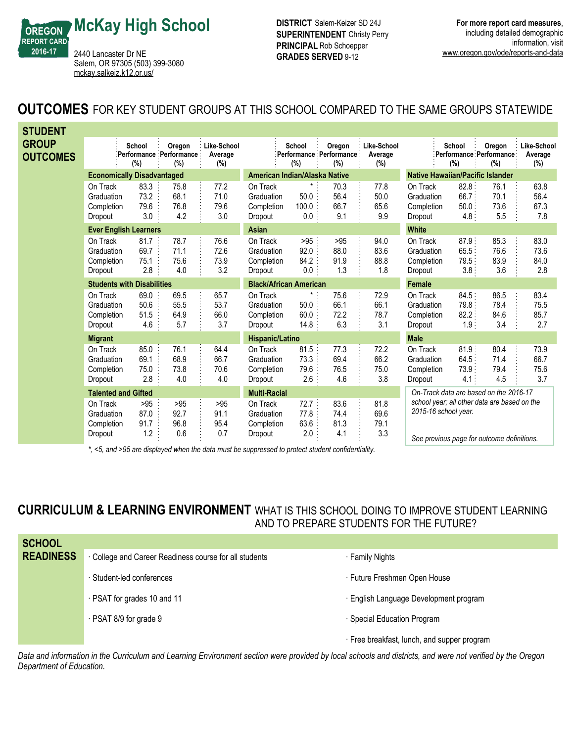# McKay High School

OREGON REPORT CARD 2016-17

2440 Lancaster Dr NE
Salem, OR 97305 (503) 399-3080
mckay.salkeiz.k12.or.us/

**DISTRICT** Salem-Keizer SD 24J
**SUPERINTENDENT** Christy Perry
**PRINCIPAL** Rob Schoepper
**GRADES SERVED** 9-12

**For more report card measures**, including detailed demographic information, visit www.oregon.gov/ode/reports-and-data

## OUTCOMES FOR KEY STUDENT GROUPS AT THIS SCHOOL COMPARED TO THE SAME GROUPS STATEWIDE

### STUDENT GROUP OUTCOMES

| Group | Measure | School Performance (%) | Oregon Performance (%) | Like-School Average (%) |
|---|---|---|---|---|
| Economically Disadvantaged | On Track | 83.3 | 75.8 | 77.2 |
| | Graduation | 73.2 | 68.1 | 71.0 |
| | Completion | 79.6 | 76.8 | 79.6 |
| | Dropout | 3.0 | 4.2 | 3.0 |
| Ever English Learners | On Track | 81.7 | 78.7 | 76.6 |
| | Graduation | 69.7 | 71.1 | 72.6 |
| | Completion | 75.1 | 75.6 | 73.9 |
| | Dropout | 2.8 | 4.0 | 3.2 |
| Students with Disabilities | On Track | 69.0 | 69.5 | 65.7 |
| | Graduation | 50.6 | 55.5 | 53.7 |
| | Completion | 51.5 | 64.9 | 66.0 |
| | Dropout | 4.6 | 5.7 | 3.7 |
| Migrant | On Track | 85.0 | 76.1 | 64.4 |
| | Graduation | 69.1 | 68.9 | 66.7 |
| | Completion | 75.0 | 73.8 | 70.6 |
| | Dropout | 2.8 | 4.0 | 4.0 |
| Talented and Gifted | On Track | >95 | >95 | >95 |
| | Graduation | 87.0 | 92.7 | 91.1 |
| | Completion | 91.7 | 96.8 | 95.4 |
| | Dropout | 1.2 | 0.6 | 0.7 |
| American Indian/Alaska Native | On Track | * | 70.3 | 77.8 |
| | Graduation | 50.0 | 56.4 | 50.0 |
| | Completion | 100.0 | 66.7 | 65.6 |
| | Dropout | 0.0 | 9.1 | 9.9 |
| Asian | On Track | >95 | >95 | 94.0 |
| | Graduation | 92.0 | 88.0 | 83.6 |
| | Completion | 84.2 | 91.9 | 88.8 |
| | Dropout | 0.0 | 1.3 | 1.8 |
| Black/African American | On Track | * | 75.6 | 72.9 |
| | Graduation | 50.0 | 66.1 | 66.1 |
| | Completion | 60.0 | 72.2 | 78.7 |
| | Dropout | 14.8 | 6.3 | 3.1 |
| Hispanic/Latino | On Track | 81.5 | 77.3 | 72.2 |
| | Graduation | 73.3 | 69.4 | 66.2 |
| | Completion | 79.6 | 76.5 | 75.0 |
| | Dropout | 2.6 | 4.6 | 3.8 |
| Multi-Racial | On Track | 72.7 | 83.6 | 81.8 |
| | Graduation | 77.8 | 74.4 | 69.6 |
| | Completion | 63.6 | 81.3 | 79.1 |
| | Dropout | 2.0 | 4.1 | 3.3 |
| Native Hawaiian/Pacific Islander | On Track | 82.8 | 76.1 | 63.8 |
| | Graduation | 66.7 | 70.1 | 56.4 |
| | Completion | 50.0 | 73.6 | 67.3 |
| | Dropout | 4.8 | 5.5 | 7.8 |
| White | On Track | 87.9 | 85.3 | 83.0 |
| | Graduation | 65.5 | 76.6 | 73.6 |
| | Completion | 79.5 | 83.9 | 84.0 |
| | Dropout | 3.8 | 3.6 | 2.8 |
| Female | On Track | 84.5 | 86.5 | 83.4 |
| | Graduation | 79.8 | 78.4 | 75.5 |
| | Completion | 82.2 | 84.6 | 85.7 |
| | Dropout | 1.9 | 3.4 | 2.7 |
| Male | On Track | 81.9 | 80.4 | 73.9 |
| | Graduation | 64.5 | 71.4 | 66.7 |
| | Completion | 73.9 | 79.4 | 75.6 |
| | Dropout | 4.1 | 4.5 | 3.7 |

*On-Track data are based on the 2016-17 school year; all other data are based on the 2015-16 school year.*

*See previous page for outcome definitions.*

*\*, <5, and >95 are displayed when the data must be suppressed to protect student confidentiality.*

## CURRICULUM & LEARNING ENVIRONMENT WHAT IS THIS SCHOOL DOING TO IMPROVE STUDENT LEARNING AND TO PREPARE STUDENTS FOR THE FUTURE?

### SCHOOL READINESS

- College and Career Readiness course for all students
- Student-led conferences
- PSAT for grades 10 and 11
- PSAT 8/9 for grade 9
- Family Nights
- Future Freshmen Open House
- English Language Development program
- Special Education Program
- Free breakfast, lunch, and supper program

*Data and information in the Curriculum and Learning Environment section were provided by local schools and districts, and were not verified by the Oregon Department of Education.*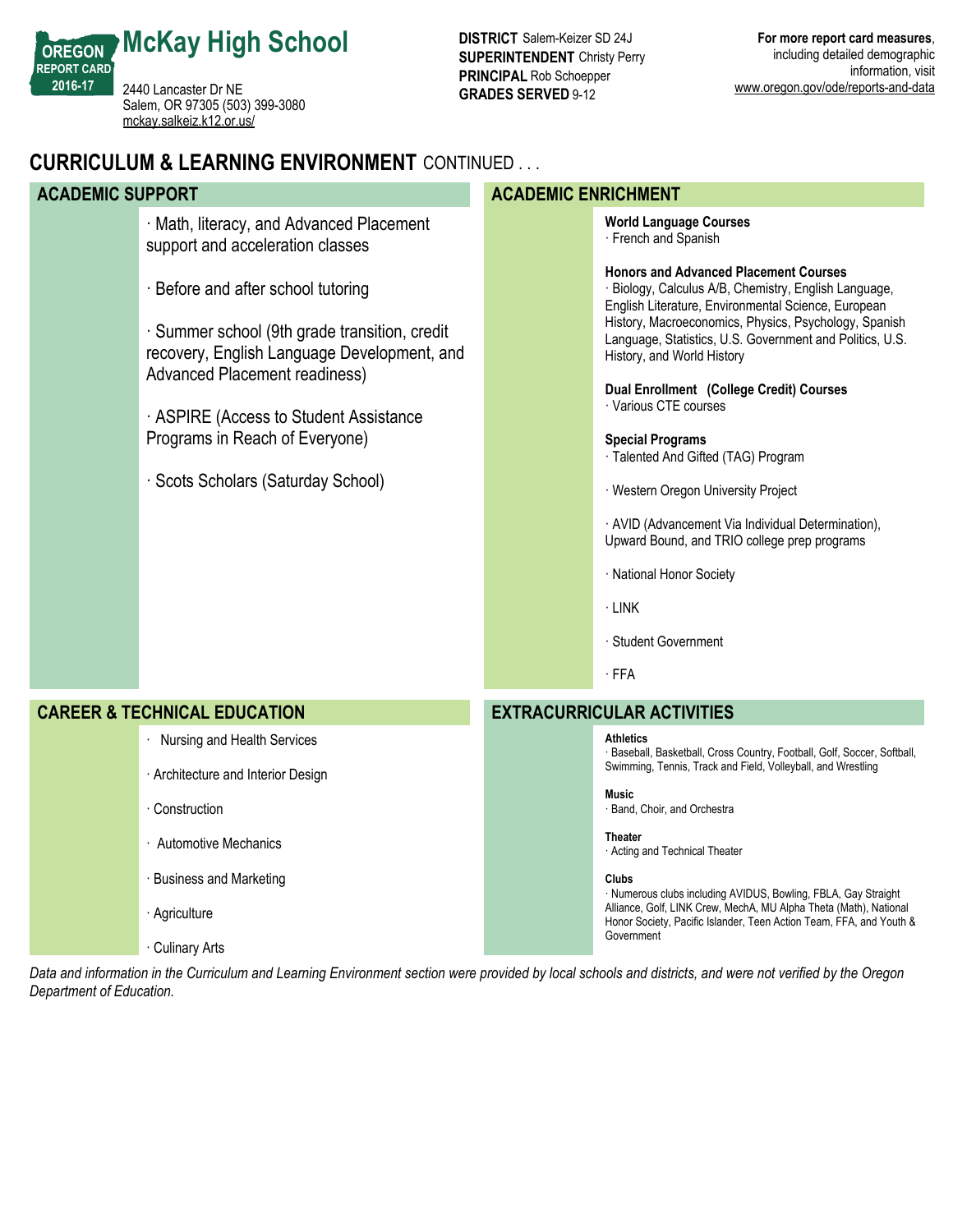**OREGON REPORT CARD 2016-17**

# McKay High School

2440 Lancaster Dr NE
Salem, OR 97305 (503) 399-3080
mckay.salkeiz.k12.or.us/

**DISTRICT** Salem-Keizer SD 24J
**SUPERINTENDENT** Christy Perry
**PRINCIPAL** Rob Schoepper
**GRADES SERVED** 9-12

**For more report card measures**, including detailed demographic information, visit www.oregon.gov/ode/reports-and-data

## CURRICULUM & LEARNING ENVIRONMENT CONTINUED . . .

### ACADEMIC SUPPORT

· Math, literacy, and Advanced Placement support and acceleration classes

· Before and after school tutoring

· Summer school (9th grade transition, credit recovery, English Language Development, and Advanced Placement readiness)

· ASPIRE (Access to Student Assistance Programs in Reach of Everyone)

· Scots Scholars (Saturday School)

### ACADEMIC ENRICHMENT

**World Language Courses**
· French and Spanish

**Honors and Advanced Placement Courses**
· Biology, Calculus A/B, Chemistry, English Language, English Literature, Environmental Science, European History, Macroeconomics, Physics, Psychology, Spanish Language, Statistics, U.S. Government and Politics, U.S. History, and World History

**Dual Enrollment (College Credit) Courses**
· Various CTE courses

**Special Programs**
· Talented And Gifted (TAG) Program

· Western Oregon University Project

· AVID (Advancement Via Individual Determination), Upward Bound, and TRIO college prep programs

· National Honor Society

· LINK

· Student Government

· FFA

### CAREER & TECHNICAL EDUCATION

· Nursing and Health Services

· Architecture and Interior Design

· Construction

· Automotive Mechanics

· Business and Marketing

· Agriculture

· Culinary Arts

### EXTRACURRICULAR ACTIVITIES

**Athletics**
· Baseball, Basketball, Cross Country, Football, Golf, Soccer, Softball, Swimming, Tennis, Track and Field, Volleyball, and Wrestling

**Music**
· Band, Choir, and Orchestra

**Theater**
· Acting and Technical Theater

**Clubs**
· Numerous clubs including AVIDUS, Bowling, FBLA, Gay Straight Alliance, Golf, LINK Crew, MechA, MU Alpha Theta (Math), National Honor Society, Pacific Islander, Teen Action Team, FFA, and Youth & Government

*Data and information in the Curriculum and Learning Environment section were provided by local schools and districts, and were not verified by the Oregon Department of Education.*